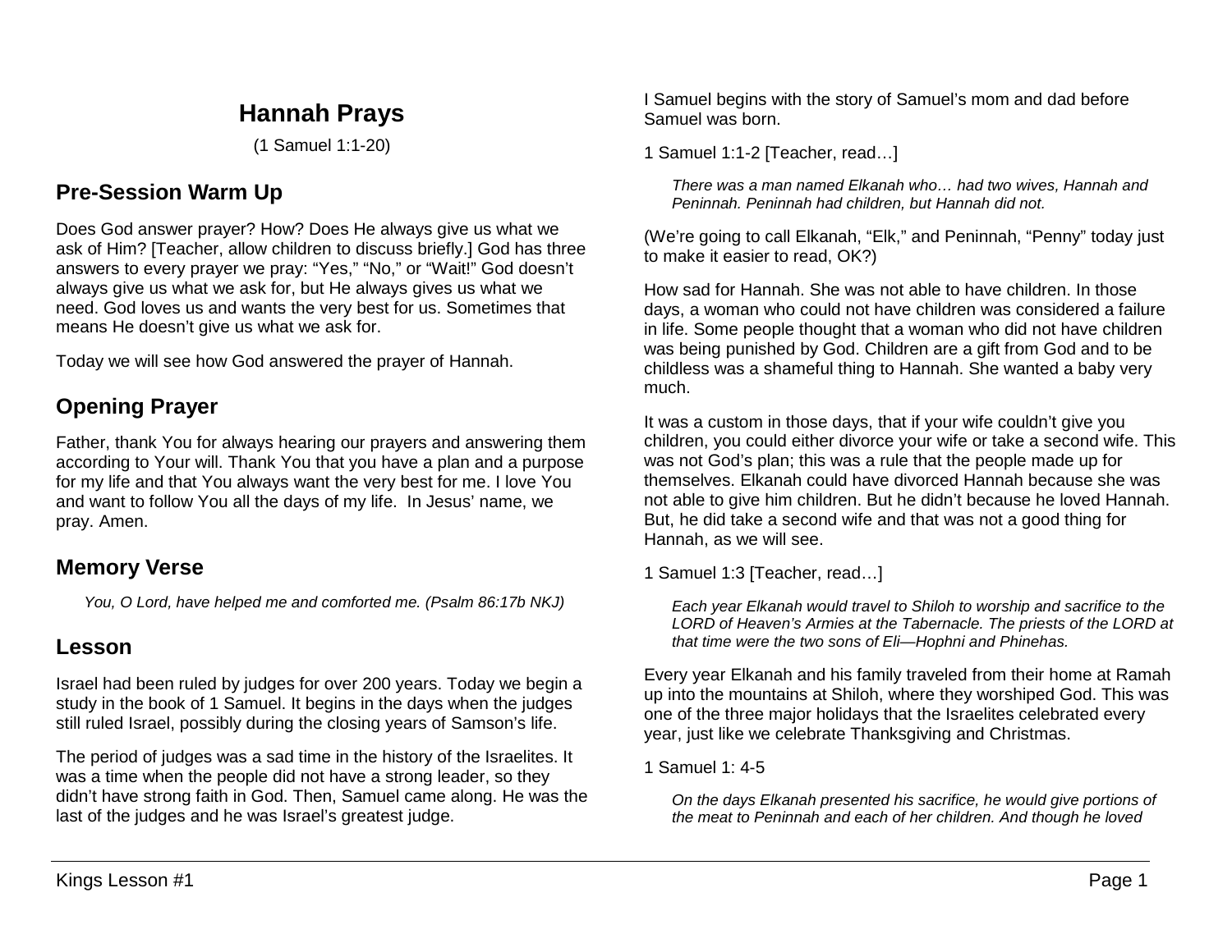# Hannah Prays

(1 Samuel 1:1-20)

## Pre-Session Warm Up

Does God answer prayer? How? Does He always give us what we ask of Him? [Teacher, allow children to discuss briefly.] God has three answers to every prayer we pray: “Yes,” “No,” or “Wait!” God doesn’t always give us what we ask for, but He always gives us what we need. God loves us and wants the very best for us. Sometimes that means He doesn’t give us what we ask for.

Today we will see how God answered the prayer of Hannah.

## Opening Prayer

Father, thank You for always hearing our prayers and answering them according to Your will. Thank You that you have a plan and a purpose for my life and that You always want the very best for me. I love You and want to follow You all the days of my life. In Jesus’ name, we pray. Amen.

## Memory Verse

> *You, O Lord, have helped me and comforted me. (Psalm 86:17b NKJ)*

## Lesson

Israel had been ruled by judges for over 200 years. Today we begin a study in the book of 1 Samuel. It begins in the days when the judges still ruled Israel, possibly during the closing years of Samson’s life.

The period of judges was a sad time in the history of the Israelites. It was a time when the people did not have a strong leader, so they didn’t have strong faith in God. Then, Samuel came along. He was the last of the judges and he was Israel’s greatest judge.

I Samuel begins with the story of Samuel’s mom and dad before Samuel was born.

1 Samuel 1:1-2 [Teacher, read…]

> *There was a man named Elkanah who… had two wives, Hannah and Peninnah. Peninnah had children, but Hannah did not.*

(We’re going to call Elkanah, “Elk,” and Peninnah, “Penny” today just to make it easier to read, OK?)

How sad for Hannah. She was not able to have children. In those days, a woman who could not have children was considered a failure in life. Some people thought that a woman who did not have children was being punished by God. Children are a gift from God and to be childless was a shameful thing to Hannah. She wanted a baby very much.

It was a custom in those days, that if your wife couldn’t give you children, you could either divorce your wife or take a second wife. This was not God’s plan; this was a rule that the people made up for themselves. Elkanah could have divorced Hannah because she was not able to give him children. But he didn’t because he loved Hannah. But, he did take a second wife and that was not a good thing for Hannah, as we will see.

1 Samuel 1:3 [Teacher, read…]

> *Each year Elkanah would travel to Shiloh to worship and sacrifice to the LORD of Heaven’s Armies at the Tabernacle. The priests of the LORD at that time were the two sons of Eli—Hophni and Phinehas.*

Every year Elkanah and his family traveled from their home at Ramah up into the mountains at Shiloh, where they worshiped God. This was one of the three major holidays that the Israelites celebrated every year, just like we celebrate Thanksgiving and Christmas.

1 Samuel 1: 4-5

> *On the days Elkanah presented his sacrifice, he would give portions of the meat to Peninnah and each of her children. And though he loved*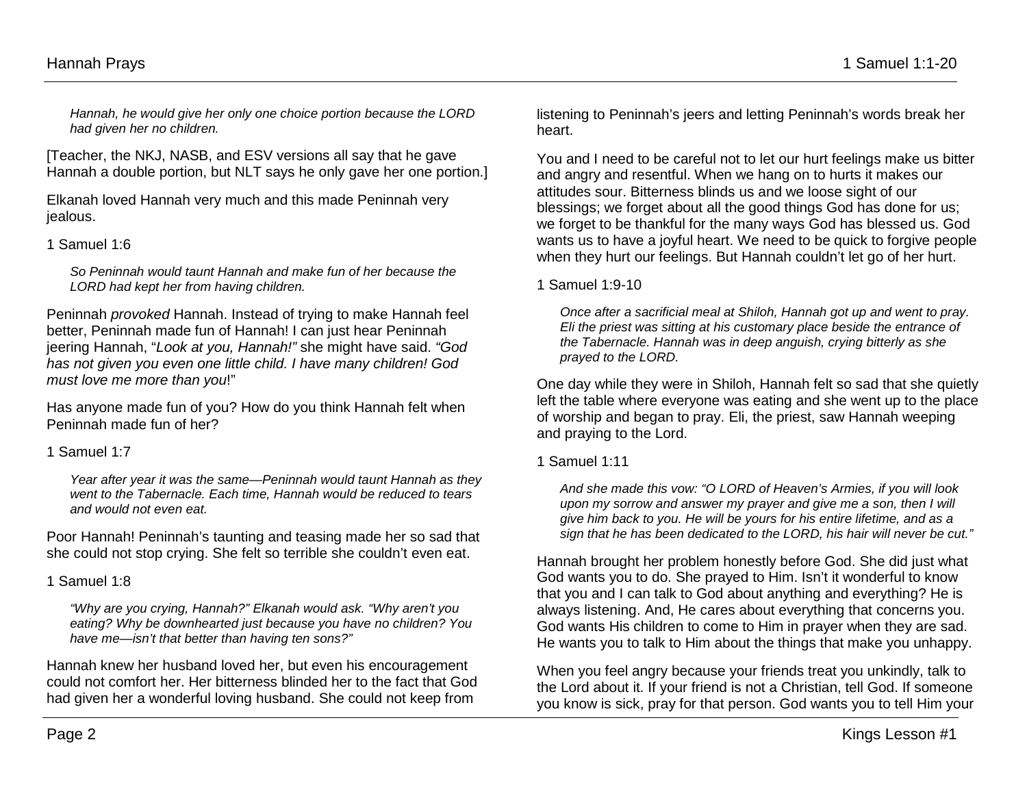> *Hannah, he would give her only one choice portion because the LORD had given her no children.*

[Teacher, the NKJ, NASB, and ESV versions all say that he gave Hannah a double portion, but NLT says he only gave her one portion.]

Elkanah loved Hannah very much and this made Peninnah very jealous.

1 Samuel 1:6

> *So Peninnah would taunt Hannah and make fun of her because the LORD had kept her from having children.*

Peninnah *provoked* Hannah. Instead of trying to make Hannah feel better, Peninnah made fun of Hannah! I can just hear Peninnah jeering Hannah, "*Look at you, Hannah!"* she might have said. *"God has not given you even one little child. I have many children! God must love me more than you*!"

Has anyone made fun of you? How do you think Hannah felt when Peninnah made fun of her?

1 Samuel 1:7

> *Year after year it was the same—Peninnah would taunt Hannah as they went to the Tabernacle. Each time, Hannah would be reduced to tears and would not even eat.*

Poor Hannah! Peninnah's taunting and teasing made her so sad that she could not stop crying. She felt so terrible she couldn't even eat.

1 Samuel 1:8

> *"Why are you crying, Hannah?" Elkanah would ask. "Why aren't you eating? Why be downhearted just because you have no children? You have me—isn't that better than having ten sons?"*

Hannah knew her husband loved her, but even his encouragement could not comfort her. Her bitterness blinded her to the fact that God had given her a wonderful loving husband. She could not keep from listening to Peninnah's jeers and letting Peninnah's words break her heart.

You and I need to be careful not to let our hurt feelings make us bitter and angry and resentful. When we hang on to hurts it makes our attitudes sour. Bitterness blinds us and we loose sight of our blessings; we forget about all the good things God has done for us; we forget to be thankful for the many ways God has blessed us. God wants us to have a joyful heart. We need to be quick to forgive people when they hurt our feelings. But Hannah couldn't let go of her hurt.

1 Samuel 1:9-10

> *Once after a sacrificial meal at Shiloh, Hannah got up and went to pray. Eli the priest was sitting at his customary place beside the entrance of the Tabernacle. Hannah was in deep anguish, crying bitterly as she prayed to the LORD.*

One day while they were in Shiloh, Hannah felt so sad that she quietly left the table where everyone was eating and she went up to the place of worship and began to pray. Eli, the priest, saw Hannah weeping and praying to the Lord.

1 Samuel 1:11

> *And she made this vow: "O LORD of Heaven's Armies, if you will look upon my sorrow and answer my prayer and give me a son, then I will give him back to you. He will be yours for his entire lifetime, and as a sign that he has been dedicated to the LORD, his hair will never be cut."*

Hannah brought her problem honestly before God. She did just what God wants you to do. She prayed to Him. Isn't it wonderful to know that you and I can talk to God about anything and everything? He is always listening. And, He cares about everything that concerns you. God wants His children to come to Him in prayer when they are sad. He wants you to talk to Him about the things that make you unhappy.

When you feel angry because your friends treat you unkindly, talk to the Lord about it. If your friend is not a Christian, tell God. If someone you know is sick, pray for that person. God wants you to tell Him your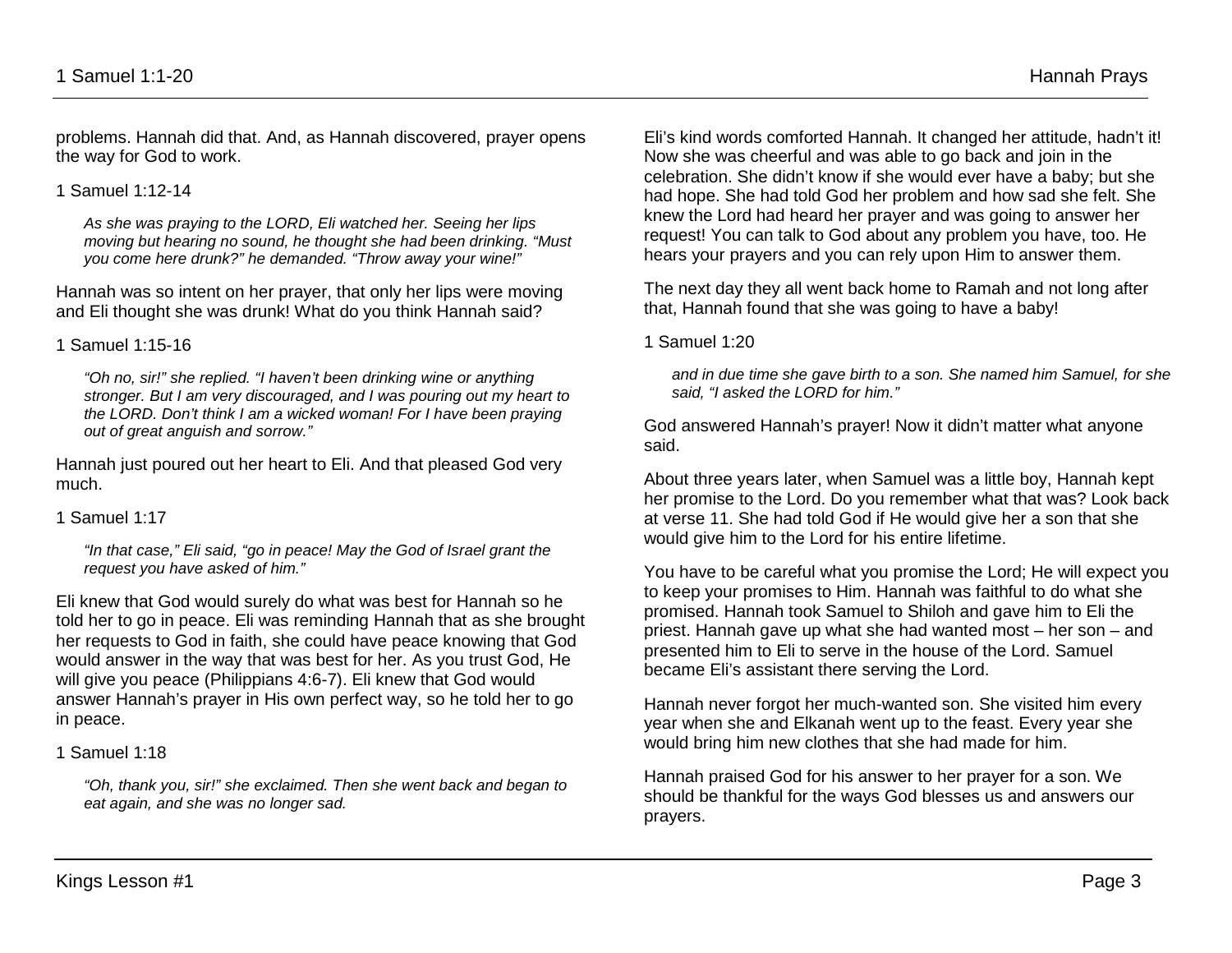problems. Hannah did that. And, as Hannah discovered, prayer opens the way for God to work.

1 Samuel 1:12-14

> *As she was praying to the LORD, Eli watched her. Seeing her lips moving but hearing no sound, he thought she had been drinking. "Must you come here drunk?" he demanded. "Throw away your wine!"*

Hannah was so intent on her prayer, that only her lips were moving and Eli thought she was drunk! What do you think Hannah said?

1 Samuel 1:15-16

> *"Oh no, sir!" she replied. "I haven't been drinking wine or anything stronger. But I am very discouraged, and I was pouring out my heart to the LORD. Don't think I am a wicked woman! For I have been praying out of great anguish and sorrow."*

Hannah just poured out her heart to Eli. And that pleased God very much.

1 Samuel 1:17

> *"In that case," Eli said, "go in peace! May the God of Israel grant the request you have asked of him."*

Eli knew that God would surely do what was best for Hannah so he told her to go in peace. Eli was reminding Hannah that as she brought her requests to God in faith, she could have peace knowing that God would answer in the way that was best for her. As you trust God, He will give you peace (Philippians 4:6-7). Eli knew that God would answer Hannah's prayer in His own perfect way, so he told her to go in peace.

1 Samuel 1:18

> *"Oh, thank you, sir!" she exclaimed. Then she went back and began to eat again, and she was no longer sad.*

Eli's kind words comforted Hannah. It changed her attitude, hadn't it! Now she was cheerful and was able to go back and join in the celebration. She didn't know if she would ever have a baby; but she had hope. She had told God her problem and how sad she felt. She knew the Lord had heard her prayer and was going to answer her request! You can talk to God about any problem you have, too. He hears your prayers and you can rely upon Him to answer them.

The next day they all went back home to Ramah and not long after that, Hannah found that she was going to have a baby!

1 Samuel 1:20

> *and in due time she gave birth to a son. She named him Samuel, for she said, "I asked the LORD for him."*

God answered Hannah's prayer! Now it didn't matter what anyone said.

About three years later, when Samuel was a little boy, Hannah kept her promise to the Lord. Do you remember what that was? Look back at verse 11. She had told God if He would give her a son that she would give him to the Lord for his entire lifetime.

You have to be careful what you promise the Lord; He will expect you to keep your promises to Him. Hannah was faithful to do what she promised. Hannah took Samuel to Shiloh and gave him to Eli the priest. Hannah gave up what she had wanted most – her son – and presented him to Eli to serve in the house of the Lord. Samuel became Eli's assistant there serving the Lord.

Hannah never forgot her much-wanted son. She visited him every year when she and Elkanah went up to the feast. Every year she would bring him new clothes that she had made for him.

Hannah praised God for his answer to her prayer for a son. We should be thankful for the ways God blesses us and answers our prayers.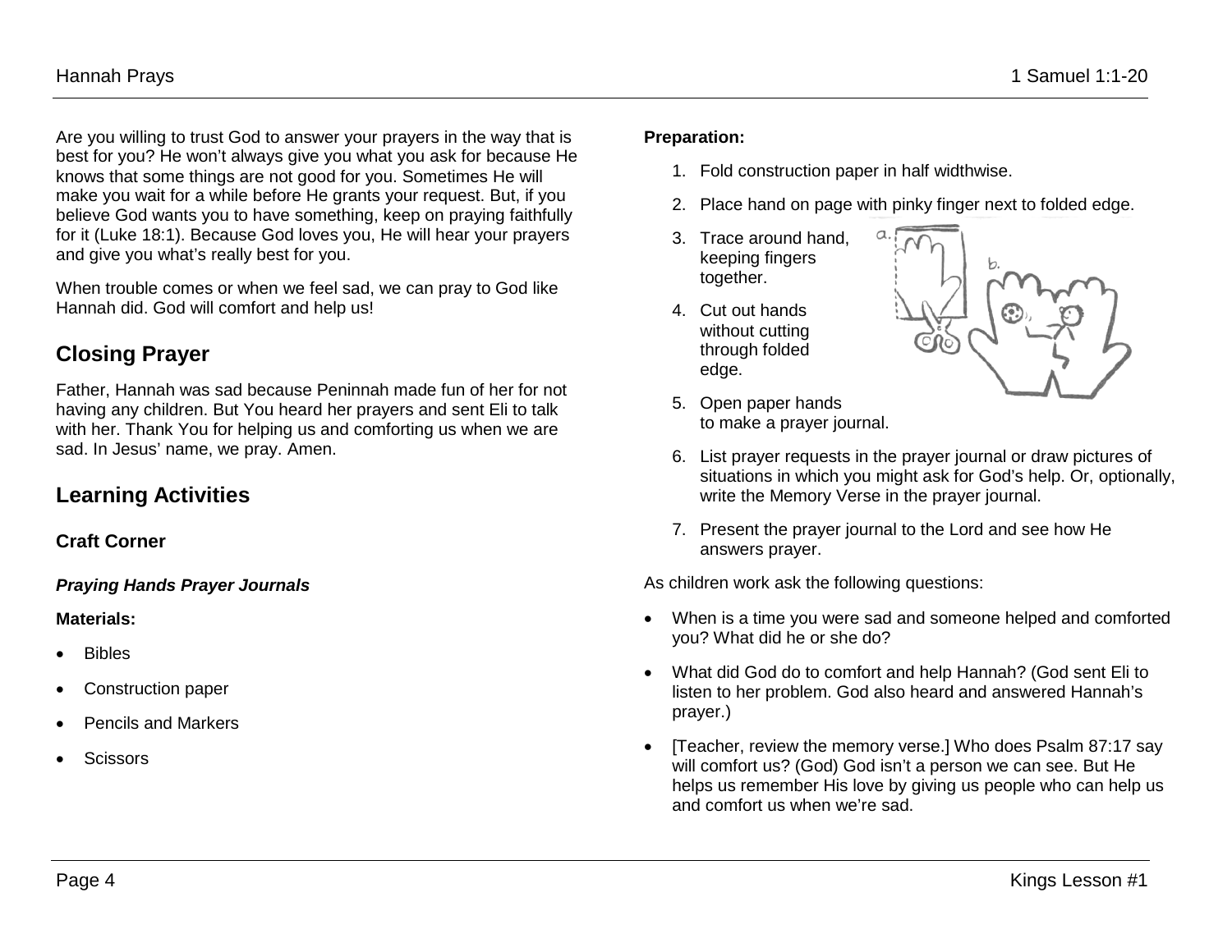Are you willing to trust God to answer your prayers in the way that is best for you? He won't always give you what you ask for because He knows that some things are not good for you. Sometimes He will make you wait for a while before He grants your request. But, if you believe God wants you to have something, keep on praying faithfully for it (Luke 18:1). Because God loves you, He will hear your prayers and give you what's really best for you.

When trouble comes or when we feel sad, we can pray to God like Hannah did. God will comfort and help us!

## Closing Prayer

Father, Hannah was sad because Peninnah made fun of her for not having any children. But You heard her prayers and sent Eli to talk with her. Thank You for helping us and comforting us when we are sad. In Jesus' name, we pray. Amen.

## Learning Activities

### Craft Corner

***Praying Hands Prayer Journals***

**Materials:**

- Bibles
- Construction paper
- Pencils and Markers
- Scissors

**Preparation:**

1. Fold construction paper in half widthwise.
2. Place hand on page with pinky finger next to folded edge.
3. Trace around hand, keeping fingers together.
4. Cut out hands without cutting through folded edge.
5. Open paper hands to make a prayer journal.
6. List prayer requests in the prayer journal or draw pictures of situations in which you might ask for God's help. Or, optionally, write the Memory Verse in the prayer journal.
7. Present the prayer journal to the Lord and see how He answers prayer.

As children work ask the following questions:

- When is a time you were sad and someone helped and comforted you? What did he or she do?
- What did God do to comfort and help Hannah? (God sent Eli to listen to her problem. God also heard and answered Hannah's prayer.)
- [Teacher, review the memory verse.] Who does Psalm 87:17 say will comfort us? (God) God isn't a person we can see. But He helps us remember His love by giving us people who can help us and comfort us when we're sad.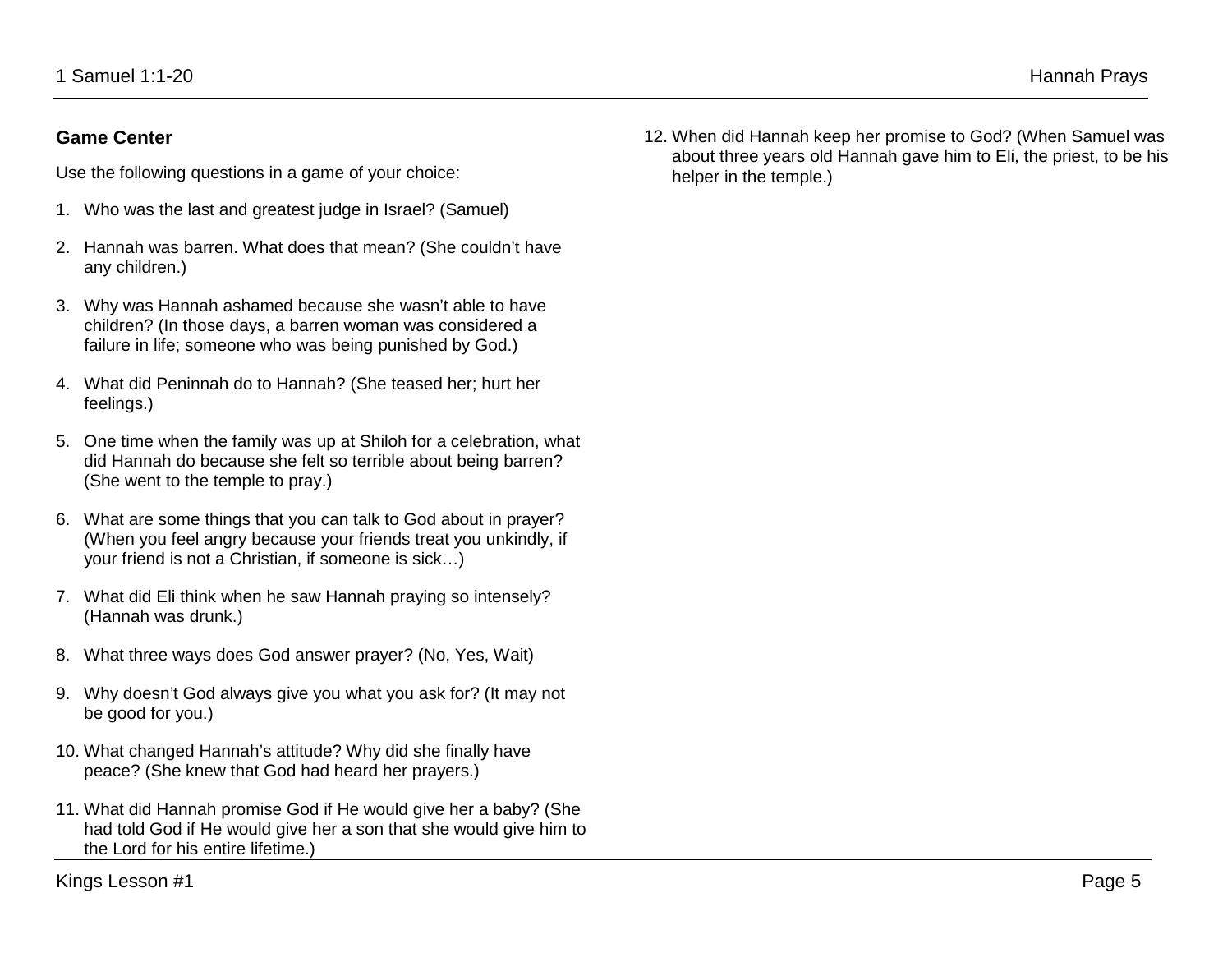## Game Center

Use the following questions in a game of your choice:

1. Who was the last and greatest judge in Israel? (Samuel)
2. Hannah was barren. What does that mean? (She couldn't have any children.)
3. Why was Hannah ashamed because she wasn't able to have children? (In those days, a barren woman was considered a failure in life; someone who was being punished by God.)
4. What did Peninnah do to Hannah? (She teased her; hurt her feelings.)
5. One time when the family was up at Shiloh for a celebration, what did Hannah do because she felt so terrible about being barren? (She went to the temple to pray.)
6. What are some things that you can talk to God about in prayer? (When you feel angry because your friends treat you unkindly, if your friend is not a Christian, if someone is sick…)
7. What did Eli think when he saw Hannah praying so intensely? (Hannah was drunk.)
8. What three ways does God answer prayer? (No, Yes, Wait)
9. Why doesn't God always give you what you ask for? (It may not be good for you.)
10. What changed Hannah's attitude? Why did she finally have peace? (She knew that God had heard her prayers.)
11. What did Hannah promise God if He would give her a baby? (She had told God if He would give her a son that she would give him to the Lord for his entire lifetime.)
12. When did Hannah keep her promise to God? (When Samuel was about three years old Hannah gave him to Eli, the priest, to be his helper in the temple.)